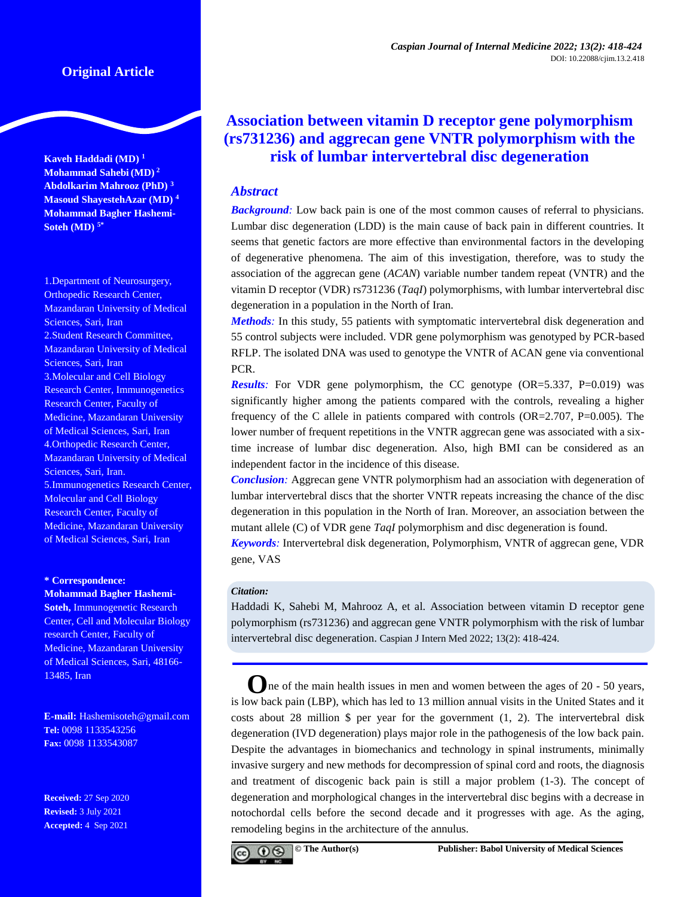Original Article

# Association between vitamin D receptor gene polymorphism (rs731236) and aggrecan gene VNTR polymorphism with the risk of lumbar intervertebral disc degeneration

**Kaveh Haddadi (MD)** [1]
**Mohammad Sahebi (MD)** [2]
**Abdolkarim Mahrooz (PhD)** [3]
**Masoud ShayestehAzar (MD)** [4]
**Mohammad Bagher Hashemi-Soteh (MD)** [5*]

1.Department of Neurosurgery, Orthopedic Research Center, Mazandaran University of Medical Sciences, Sari, Iran
2.Student Research Committee, Mazandaran University of Medical Sciences, Sari, Iran
3.Molecular and Cell Biology Research Center, Immunogenetics Research Center, Faculty of Medicine, Mazandaran University of Medical Sciences, Sari, Iran
4.Orthopedic Research Center, Mazandaran University of Medical Sciences, Sari, Iran.
5.Immunogenetics Research Center, Molecular and Cell Biology Research Center, Faculty of Medicine, Mazandaran University of Medical Sciences, Sari, Iran

**\* Correspondence:**
**Mohammad Bagher Hashemi-Soteh,** Immunogenetic Research Center, Cell and Molecular Biology research Center, Faculty of Medicine, Mazandaran University of Medical Sciences, Sari, 48166-13485, Iran

**E-mail:** Hashemisoteh@gmail.com
**Tel:** 0098 1133543256
**Fax:** 0098 1133543087

**Received:** 27 Sep 2020
**Revised:** 3 July 2021
**Accepted:** 4 Sep 2021

## Abstract

***Background:*** Low back pain is one of the most common causes of referral to physicians. Lumbar disc degeneration (LDD) is the main cause of back pain in different countries. It seems that genetic factors are more effective than environmental factors in the developing of degenerative phenomena. The aim of this investigation, therefore, was to study the association of the aggrecan gene (*ACAN*) variable number tandem repeat (VNTR) and the vitamin D receptor (VDR) rs731236 (*TaqI*) polymorphisms, with lumbar intervertebral disc degeneration in a population in the North of Iran.

***Methods:*** In this study, 55 patients with symptomatic intervertebral disk degeneration and 55 control subjects were included. VDR gene polymorphism was genotyped by PCR-based RFLP. The isolated DNA was used to genotype the VNTR of ACAN gene via conventional PCR.

***Results:*** For VDR gene polymorphism, the CC genotype (OR=5.337, P=0.019) was significantly higher among the patients compared with the controls, revealing a higher frequency of the C allele in patients compared with controls (OR=2.707, P=0.005). The lower number of frequent repetitions in the VNTR aggrecan gene was associated with a six-time increase of lumbar disc degeneration. Also, high BMI can be considered as an independent factor in the incidence of this disease.

***Conclusion:*** Aggrecan gene VNTR polymorphism had an association with degeneration of lumbar intervertebral discs that the shorter VNTR repeats increasing the chance of the disc degeneration in this population in the North of Iran. Moreover, an association between the mutant allele (C) of VDR gene *TaqI* polymorphism and disc degeneration is found.

***Keywords:*** Intervertebral disk degeneration, Polymorphism, VNTR of aggrecan gene, VDR gene, VAS

***Citation:***
Haddadi K, Sahebi M, Mahrooz A, et al. Association between vitamin D receptor gene polymorphism (rs731236) and aggrecan gene VNTR polymorphism with the risk of lumbar intervertebral disc degeneration. Caspian J Intern Med 2022; 13(2): 418-424.

One of the main health issues in men and women between the ages of 20 - 50 years, is low back pain (LBP), which has led to 13 million annual visits in the United States and it costs about 28 million $ per year for the government (1, 2). The intervertebral disk degeneration (IVD degeneration) plays major role in the pathogenesis of the low back pain. Despite the advantages in biomechanics and technology in spinal instruments, minimally invasive surgery and new methods for decompression of spinal cord and roots, the diagnosis and treatment of discogenic back pain is still a major problem (1-3). The concept of degeneration and morphological changes in the intervertebral disc begins with a decrease in notochordal cells before the second decade and it progresses with age. As the aging, remodeling begins in the architecture of the annulus.

© The Author(s) Publisher: Babol University of Medical Sciences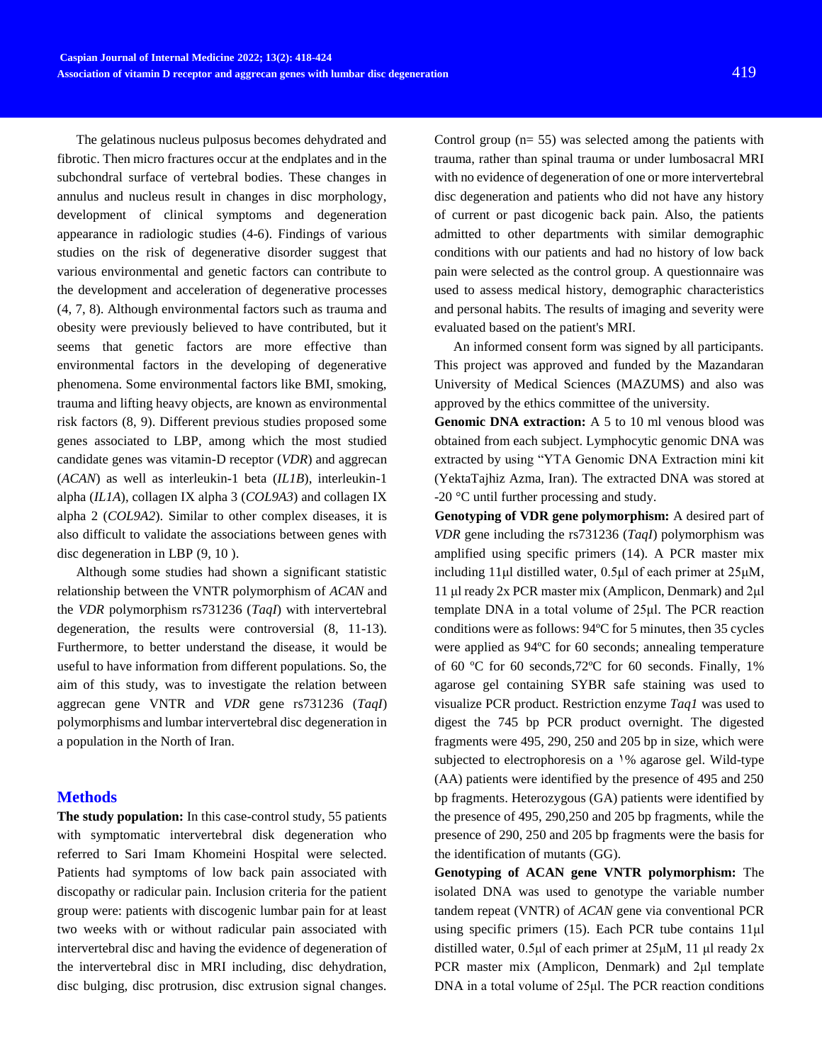The gelatinous nucleus pulposus becomes dehydrated and fibrotic. Then micro fractures occur at the endplates and in the subchondral surface of vertebral bodies. These changes in annulus and nucleus result in changes in disc morphology, development of clinical symptoms and degeneration appearance in radiologic studies (4-6). Findings of various studies on the risk of degenerative disorder suggest that various environmental and genetic factors can contribute to the development and acceleration of degenerative processes (4, 7, 8). Although environmental factors such as trauma and obesity were previously believed to have contributed, but it seems that genetic factors are more effective than environmental factors in the developing of degenerative phenomena. Some environmental factors like BMI, smoking, trauma and lifting heavy objects, are known as environmental risk factors (8, 9). Different previous studies proposed some genes associated to LBP, among which the most studied candidate genes was vitamin-D receptor (*VDR*) and aggrecan (*ACAN*) as well as interleukin-1 beta (*IL1B*), interleukin-1 alpha (*IL1A*), collagen IX alpha 3 (*COL9A3*) and collagen IX alpha 2 (*COL9A2*). Similar to other complex diseases, it is also difficult to validate the associations between genes with disc degeneration in LBP (9, 10 ).

Although some studies had shown a significant statistic relationship between the VNTR polymorphism of *ACAN* and the *VDR* polymorphism rs731236 (*TaqI*) with intervertebral degeneration, the results were controversial (8, 11-13). Furthermore, to better understand the disease, it would be useful to have information from different populations. So, the aim of this study, was to investigate the relation between aggrecan gene VNTR and *VDR* gene rs731236 (*TaqI*) polymorphisms and lumbar intervertebral disc degeneration in a population in the North of Iran.

## Methods

**The study population:** In this case-control study, 55 patients with symptomatic intervertebral disk degeneration who referred to Sari Imam Khomeini Hospital were selected. Patients had symptoms of low back pain associated with discopathy or radicular pain. Inclusion criteria for the patient group were: patients with discogenic lumbar pain for at least two weeks with or without radicular pain associated with intervertebral disc and having the evidence of degeneration of the intervertebral disc in MRI including, disc dehydration, disc bulging, disc protrusion, disc extrusion signal changes. Control group (n= 55) was selected among the patients with trauma, rather than spinal trauma or under lumbosacral MRI with no evidence of degeneration of one or more intervertebral disc degeneration and patients who did not have any history of current or past dicogenic back pain. Also, the patients admitted to other departments with similar demographic conditions with our patients and had no history of low back pain were selected as the control group. A questionnaire was used to assess medical history, demographic characteristics and personal habits. The results of imaging and severity were evaluated based on the patient's MRI.

An informed consent form was signed by all participants. This project was approved and funded by the Mazandaran University of Medical Sciences (MAZUMS) and also was approved by the ethics committee of the university.

**Genomic DNA extraction:** A 5 to 10 ml venous blood was obtained from each subject. Lymphocytic genomic DNA was extracted by using "YTA Genomic DNA Extraction mini kit (YektaTajhiz Azma, Iran). The extracted DNA was stored at -20 °C until further processing and study.

**Genotyping of VDR gene polymorphism:** A desired part of *VDR* gene including the rs731236 (*TaqI*) polymorphism was amplified using specific primers (14). A PCR master mix including 11µl distilled water, 0.5µl of each primer at 25µM, 11 µl ready 2x PCR master mix (Amplicon, Denmark) and 2µl template DNA in a total volume of 25µl. The PCR reaction conditions were as follows: 94ºC for 5 minutes, then 35 cycles were applied as 94ºC for 60 seconds; annealing temperature of 60 ºC for 60 seconds,72ºC for 60 seconds. Finally, 1% agarose gel containing SYBR safe staining was used to visualize PCR product. Restriction enzyme *Taq1* was used to digest the 745 bp PCR product overnight. The digested fragments were 495, 290, 250 and 205 bp in size, which were subjected to electrophoresis on a ١% agarose gel. Wild-type (AA) patients were identified by the presence of 495 and 250 bp fragments. Heterozygous (GA) patients were identified by the presence of 495, 290,250 and 205 bp fragments, while the presence of 290, 250 and 205 bp fragments were the basis for the identification of mutants (GG).

**Genotyping of ACAN gene VNTR polymorphism:** The isolated DNA was used to genotype the variable number tandem repeat (VNTR) of *ACAN* gene via conventional PCR using specific primers (15). Each PCR tube contains 11µl distilled water, 0.5µl of each primer at 25µM, 11 µl ready 2x PCR master mix (Amplicon, Denmark) and 2µl template DNA in a total volume of 25µl. The PCR reaction conditions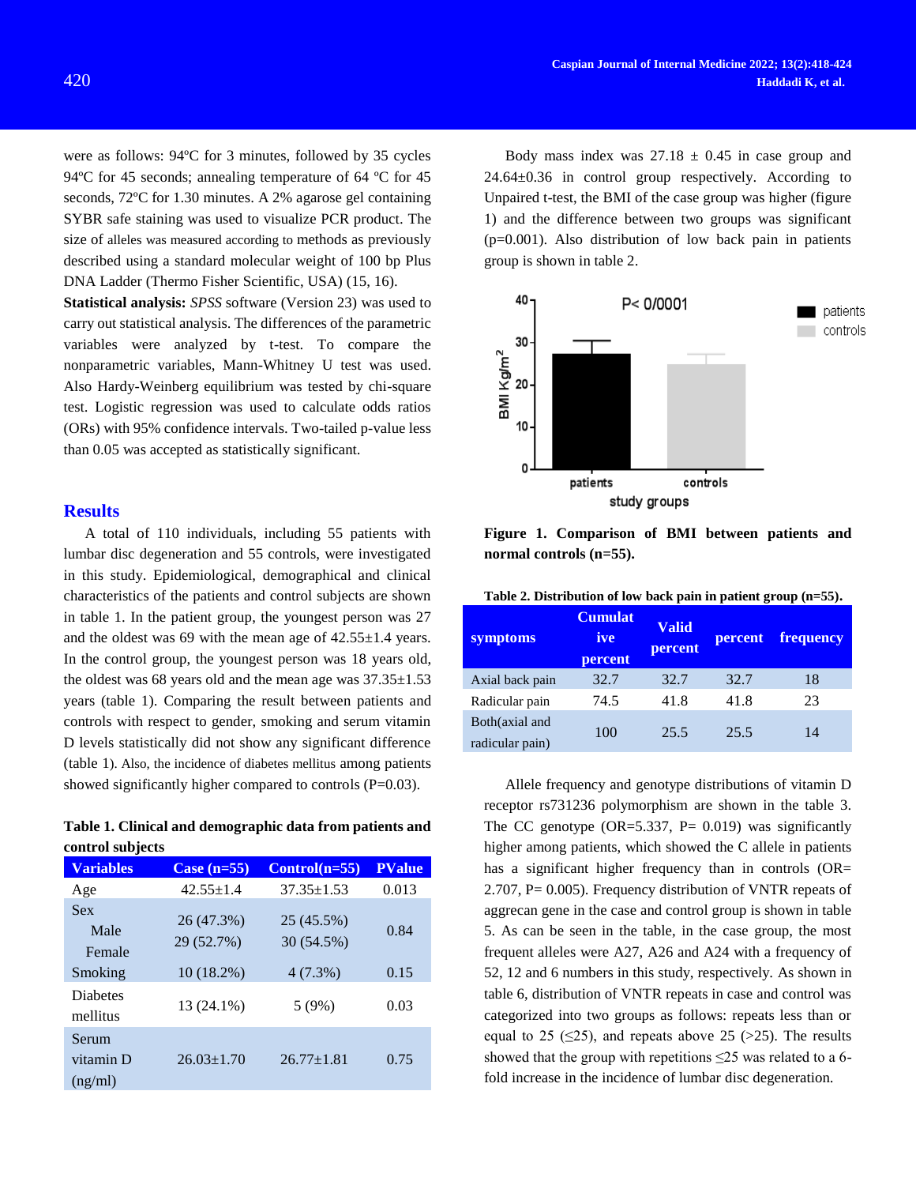were as follows: 94ºC for 3 minutes, followed by 35 cycles 94ºC for 45 seconds; annealing temperature of 64 ºC for 45 seconds, 72ºC for 1.30 minutes. A 2% agarose gel containing SYBR safe staining was used to visualize PCR product. The size of alleles was measured according to methods as previously described using a standard molecular weight of 100 bp Plus DNA Ladder (Thermo Fisher Scientific, USA) (15, 16).

**Statistical analysis:** *SPSS* software (Version 23) was used to carry out statistical analysis. The differences of the parametric variables were analyzed by t-test. To compare the nonparametric variables, Mann-Whitney U test was used. Also Hardy-Weinberg equilibrium was tested by chi-square test. Logistic regression was used to calculate odds ratios (ORs) with 95% confidence intervals. Two-tailed p-value less than 0.05 was accepted as statistically significant.

## Results

A total of 110 individuals, including 55 patients with lumbar disc degeneration and 55 controls, were investigated in this study. Epidemiological, demographical and clinical characteristics of the patients and control subjects are shown in table 1. In the patient group, the youngest person was 27 and the oldest was 69 with the mean age of 42.55±1.4 years. In the control group, the youngest person was 18 years old, the oldest was 68 years old and the mean age was 37.35±1.53 years (table 1). Comparing the result between patients and controls with respect to gender, smoking and serum vitamin D levels statistically did not show any significant difference (table 1). Also, the incidence of diabetes mellitus among patients showed significantly higher compared to controls (P=0.03).

**Table 1. Clinical and demographic data from patients and control subjects**

| Variables | Case (n=55) | Control(n=55) | PValue |
|---|---|---|---|
| Age | 42.55±1.4 | 37.35±1.53 | 0.013 |
| Sex | | | |
| Male | 26 (47.3%) | 25 (45.5%) | 0.84 |
| Female | 29 (52.7%) | 30 (54.5%) | |
| Smoking | 10 (18.2%) | 4 (7.3%) | 0.15 |
| Diabetes mellitus | 13 (24.1%) | 5 (9%) | 0.03 |
| Serum vitamin D (ng/ml) | 26.03±1.70 | 26.77±1.81 | 0.75 |

Body mass index was 27.18 ± 0.45 in case group and 24.64±0.36 in control group respectively. According to Unpaired t-test, the BMI of the case group was higher (figure 1) and the difference between two groups was significant (p=0.001). Also distribution of low back pain in patients group is shown in table 2.

**Figure 1. Comparison of BMI between patients and normal controls (n=55).**

**Table 2. Distribution of low back pain in patient group (n=55).**

| symptoms | Cumulative percent | Valid percent | percent | frequency |
|---|---|---|---|---|
| Axial back pain | 32.7 | 32.7 | 32.7 | 18 |
| Radicular pain | 74.5 | 41.8 | 41.8 | 23 |
| Both(axial and radicular pain) | 100 | 25.5 | 25.5 | 14 |

Allele frequency and genotype distributions of vitamin D receptor rs731236 polymorphism are shown in the table 3. The CC genotype (OR=5.337, P= 0.019) was significantly higher among patients, which showed the C allele in patients has a significant higher frequency than in controls (OR= 2.707, P= 0.005). Frequency distribution of VNTR repeats of aggrecan gene in the case and control group is shown in table 5. As can be seen in the table, in the case group, the most frequent alleles were A27, A26 and A24 with a frequency of 52, 12 and 6 numbers in this study, respectively. As shown in table 6, distribution of VNTR repeats in case and control was categorized into two groups as follows: repeats less than or equal to 25 (≤25), and repeats above 25 (>25). The results showed that the group with repetitions ≤25 was related to a 6-fold increase in the incidence of lumbar disc degeneration.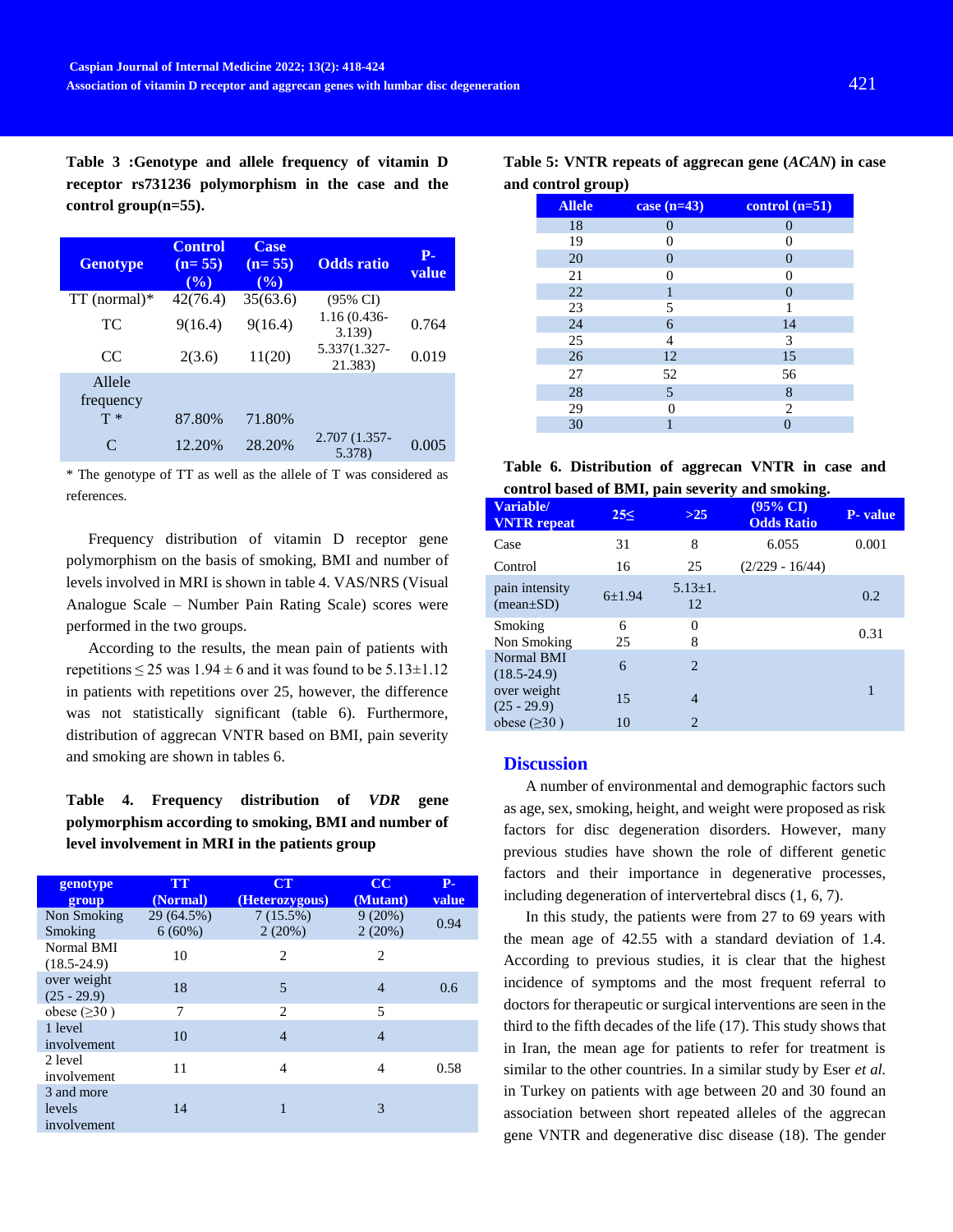**Table 3 :Genotype and allele frequency of vitamin D receptor rs731236 polymorphism in the case and the control group(n=55).**

| Genotype | Control (n= 55) (%) | Case (n= 55) (%) | Odds ratio | P-value |
|---|---|---|---|---|
| TT (normal)* | 42(76.4) | 35(63.6) | (95% CI) | |
| TC | 9(16.4) | 9(16.4) | 1.16 (0.436-3.139) | 0.764 |
| CC | 2(3.6) | 11(20) | 5.337(1.327-21.383) | 0.019 |
| Allele frequency | | | | |
| T * | 87.80% | 71.80% | | |
| C | 12.20% | 28.20% | 2.707 (1.357-5.378) | 0.005 |

* The genotype of TT as well as the allele of T was considered as references.

Frequency distribution of vitamin D receptor gene polymorphism on the basis of smoking, BMI and number of levels involved in MRI is shown in table 4. VAS/NRS (Visual Analogue Scale – Number Pain Rating Scale) scores were performed in the two groups.

According to the results, the mean pain of patients with repetitions ≤ 25 was 1.94 ± 6 and it was found to be 5.13±1.12 in patients with repetitions over 25, however, the difference was not statistically significant (table 6). Furthermore, distribution of aggrecan VNTR based on BMI, pain severity and smoking are shown in tables 6.

**Table 4. Frequency distribution of *VDR* gene polymorphism according to smoking, BMI and number of level involvement in MRI in the patients group**

| genotype group | TT (Normal) | CT (Heterozygous) | CC (Mutant) | P-value |
|---|---|---|---|---|
| Non Smoking | 29 (64.5%) | 7 (15.5%) | 9 (20%) | 0.94 |
| Smoking | 6 (60%) | 2 (20%) | 2 (20%) | |
| Normal BMI (18.5-24.9) | 10 | 2 | 2 | |
| over weight (25 - 29.9) | 18 | 5 | 4 | 0.6 |
| obese (≥30 ) | 7 | 2 | 5 | |
| 1 level involvement | 10 | 4 | 4 | |
| 2 level involvement | 11 | 4 | 4 | 0.58 |
| 3 and more levels involvement | 14 | 1 | 3 | |

**Table 5: VNTR repeats of aggrecan gene (*ACAN*) in case and control group)**

| Allele | case (n=43) | control (n=51) |
|---|---|---|
| 18 | 0 | 0 |
| 19 | 0 | 0 |
| 20 | 0 | 0 |
| 21 | 0 | 0 |
| 22 | 1 | 0 |
| 23 | 5 | 1 |
| 24 | 6 | 14 |
| 25 | 4 | 3 |
| 26 | 12 | 15 |
| 27 | 52 | 56 |
| 28 | 5 | 8 |
| 29 | 0 | 2 |
| 30 | 1 | 0 |

**Table 6. Distribution of aggrecan VNTR in case and control based of BMI, pain severity and smoking.**

| Variable/ VNTR repeat | 25≤ | >25 | (95% CI) Odds Ratio | P- value |
|---|---|---|---|---|
| Case | 31 | 8 | 6.055 | 0.001 |
| Control | 16 | 25 | (2/229 - 16/44) | |
| pain intensity (mean±SD) | 6±1.94 | 5.13±1.12 | | 0.2 |
| Smoking | 6 | 0 | | 0.31 |
| Non Smoking | 25 | 8 | | |
| Normal BMI (18.5-24.9) | 6 | 2 | | |
| over weight (25 - 29.9) | 15 | 4 | | 1 |
| obese (≥30 ) | 10 | 2 | | |

## Discussion

A number of environmental and demographic factors such as age, sex, smoking, height, and weight were proposed as risk factors for disc degeneration disorders. However, many previous studies have shown the role of different genetic factors and their importance in degenerative processes, including degeneration of intervertebral discs (1, 6, 7).

In this study, the patients were from 27 to 69 years with the mean age of 42.55 with a standard deviation of 1.4. According to previous studies, it is clear that the highest incidence of symptoms and the most frequent referral to doctors for therapeutic or surgical interventions are seen in the third to the fifth decades of the life (17). This study shows that in Iran, the mean age for patients to refer for treatment is similar to the other countries. In a similar study by Eser *et al.* in Turkey on patients with age between 20 and 30 found an association between short repeated alleles of the aggrecan gene VNTR and degenerative disc disease (18). The gender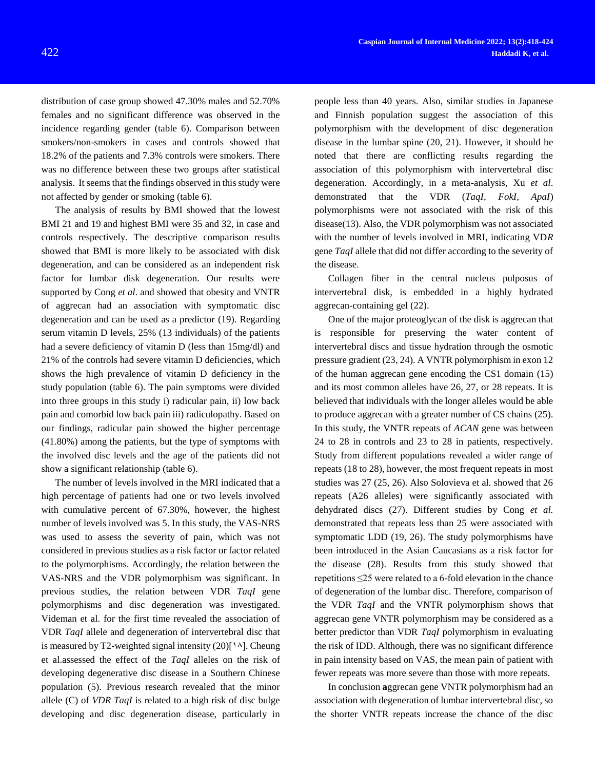distribution of case group showed 47.30% males and 52.70% females and no significant difference was observed in the incidence regarding gender (table 6). Comparison between smokers/non-smokers in cases and controls showed that 18.2% of the patients and 7.3% controls were smokers. There was no difference between these two groups after statistical analysis. It seems that the findings observed in this study were not affected by gender or smoking (table 6).

The analysis of results by BMI showed that the lowest BMI 21 and 19 and highest BMI were 35 and 32, in case and controls respectively. The descriptive comparison results showed that BMI is more likely to be associated with disk degeneration, and can be considered as an independent risk factor for lumbar disk degeneration. Our results were supported by Cong *et al*. and showed that obesity and VNTR of aggrecan had an association with symptomatic disc degeneration and can be used as a predictor (19). Regarding serum vitamin D levels, 25% (13 individuals) of the patients had a severe deficiency of vitamin D (less than 15mg/dl) and 21% of the controls had severe vitamin D deficiencies, which shows the high prevalence of vitamin D deficiency in the study population (table 6). The pain symptoms were divided into three groups in this study i) radicular pain, ii) low back pain and comorbid low back pain iii) radiculopathy. Based on our findings, radicular pain showed the higher percentage (41.80%) among the patients, but the type of symptoms with the involved disc levels and the age of the patients did not show a significant relationship (table 6).

The number of levels involved in the MRI indicated that a high percentage of patients had one or two levels involved with cumulative percent of 67.30%, however, the highest number of levels involved was 5. In this study, the VAS-NRS was used to assess the severity of pain, which was not considered in previous studies as a risk factor or factor related to the polymorphisms. Accordingly, the relation between the VAS-NRS and the VDR polymorphism was significant. In previous studies, the relation between VDR *TaqI* gene polymorphisms and disc degeneration was investigated. Videman et al. for the first time revealed the association of VDR *TaqI* allele and degeneration of intervertebral disc that is measured by T2-weighted signal intensity (20)[١٨]. Cheung et al.assessed the effect of the *TaqI* alleles on the risk of developing degenerative disc disease in a Southern Chinese population (5). Previous research revealed that the minor allele (C) of *VDR TaqI* is related to a high risk of disc bulge developing and disc degeneration disease, particularly in people less than 40 years. Also, similar studies in Japanese and Finnish population suggest the association of this polymorphism with the development of disc degeneration disease in the lumbar spine (20, 21). However, it should be noted that there are conflicting results regarding the association of this polymorphism with intervertebral disc degeneration. Accordingly, in a meta-analysis, Xu *et al*. demonstrated that the VDR (*TaqI, FokI, ApaI*) polymorphisms were not associated with the risk of this disease(13). Also, the VDR polymorphism was not associated with the number of levels involved in MRI, indicating VD*R* gene *TaqI* allele that did not differ according to the severity of the disease.

Collagen fiber in the central nucleus pulposus of intervertebral disk, is embedded in a highly hydrated aggrecan-containing gel (22).

One of the major proteoglycan of the disk is aggrecan that is responsible for preserving the water content of intervertebral discs and tissue hydration through the osmotic pressure gradient (23, 24). A VNTR polymorphism in exon 12 of the human aggrecan gene encoding the CS1 domain (15) and its most common alleles have 26, 27, or 28 repeats. It is believed that individuals with the longer alleles would be able to produce aggrecan with a greater number of CS chains (25). In this study, the VNTR repeats of *ACAN* gene was between 24 to 28 in controls and 23 to 28 in patients, respectively. Study from different populations revealed a wider range of repeats (18 to 28), however, the most frequent repeats in most studies was 27 (25, 26). Also Solovieva et al. showed that 26 repeats (A26 alleles) were significantly associated with dehydrated discs (27). Different studies by Cong *et al.* demonstrated that repeats less than 25 were associated with symptomatic LDD (19, 26). The study polymorphisms have been introduced in the Asian Caucasians as a risk factor for the disease (28). Results from this study showed that repetitions ≤25 were related to a 6-fold elevation in the chance of degeneration of the lumbar disc. Therefore, comparison of the VDR *TaqI* and the VNTR polymorphism shows that aggrecan gene VNTR polymorphism may be considered as a better predictor than VDR *TaqI* polymorphism in evaluating the risk of IDD. Although, there was no significant difference in pain intensity based on VAS, the mean pain of patient with fewer repeats was more severe than those with more repeats.

In conclusion **a**ggrecan gene VNTR polymorphism had an association with degeneration of lumbar intervertebral disc, so the shorter VNTR repeats increase the chance of the disc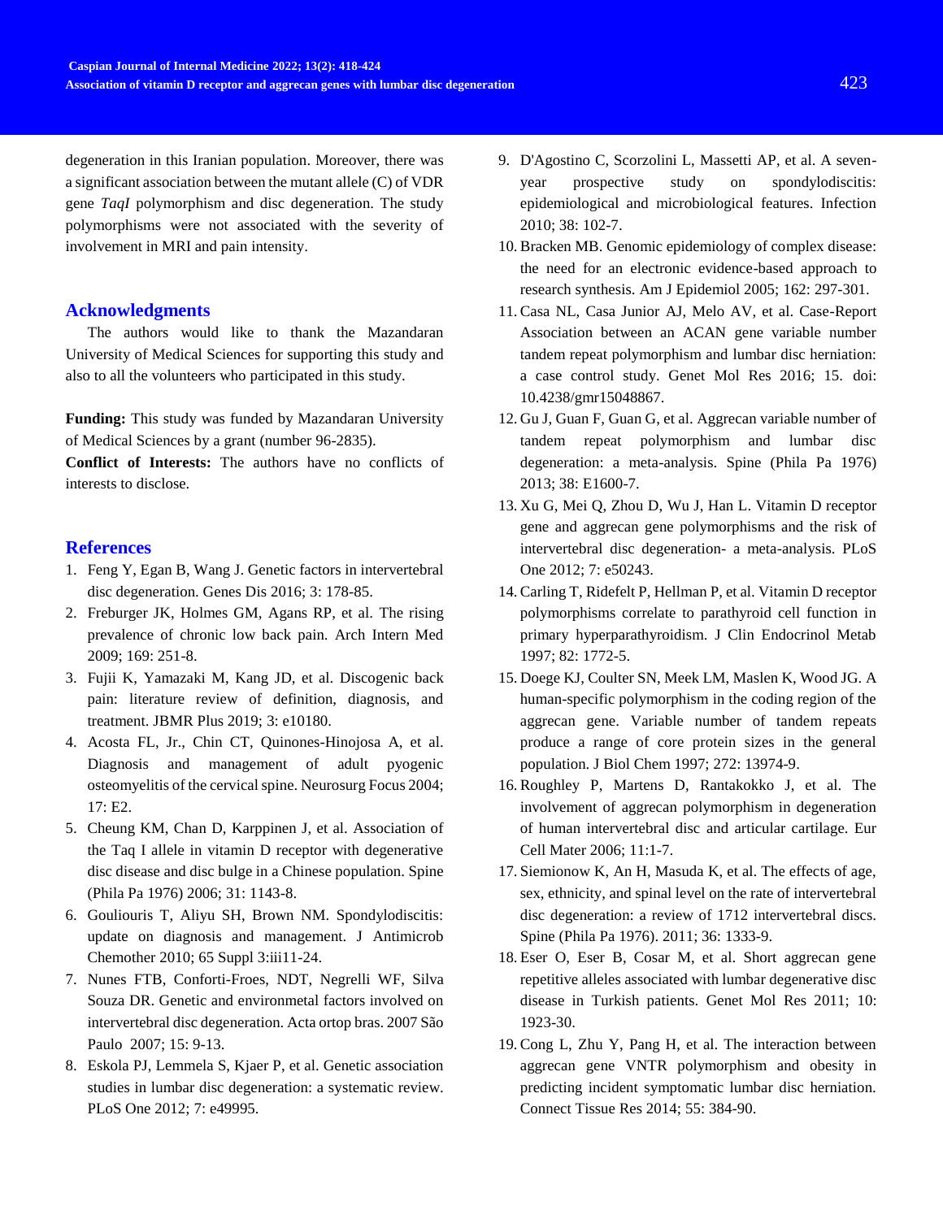degeneration in this Iranian population. Moreover, there was a significant association between the mutant allele (C) of VDR gene *TaqI* polymorphism and disc degeneration. The study polymorphisms were not associated with the severity of involvement in MRI and pain intensity.

## Acknowledgments

The authors would like to thank the Mazandaran University of Medical Sciences for supporting this study and also to all the volunteers who participated in this study.

**Funding:** This study was funded by Mazandaran University of Medical Sciences by a grant (number 96-2835).

**Conflict of Interests:** The authors have no conflicts of interests to disclose.

## References

1. Feng Y, Egan B, Wang J. Genetic factors in intervertebral disc degeneration. Genes Dis 2016; 3: 178-85.
2. Freburger JK, Holmes GM, Agans RP, et al. The rising prevalence of chronic low back pain. Arch Intern Med 2009; 169: 251-8.
3. Fujii K, Yamazaki M, Kang JD, et al. Discogenic back pain: literature review of definition, diagnosis, and treatment. JBMR Plus 2019; 3: e10180.
4. Acosta FL, Jr., Chin CT, Quinones-Hinojosa A, et al. Diagnosis and management of adult pyogenic osteomyelitis of the cervical spine. Neurosurg Focus 2004; 17: E2.
5. Cheung KM, Chan D, Karppinen J, et al. Association of the Taq I allele in vitamin D receptor with degenerative disc disease and disc bulge in a Chinese population. Spine (Phila Pa 1976) 2006; 31: 1143-8.
6. Gouliouris T, Aliyu SH, Brown NM. Spondylodiscitis: update on diagnosis and management. J Antimicrob Chemother 2010; 65 Suppl 3:iii11-24.
7. Nunes FTB, Conforti-Froes, NDT, Negrelli WF, Silva Souza DR. Genetic and environmetal factors involved on intervertebral disc degeneration. Acta ortop bras. 2007 São Paulo 2007; 15: 9-13.
8. Eskola PJ, Lemmela S, Kjaer P, et al. Genetic association studies in lumbar disc degeneration: a systematic review. PLoS One 2012; 7: e49995.
9. D'Agostino C, Scorzolini L, Massetti AP, et al. A seven-year prospective study on spondylodiscitis: epidemiological and microbiological features. Infection 2010; 38: 102-7.
10. Bracken MB. Genomic epidemiology of complex disease: the need for an electronic evidence-based approach to research synthesis. Am J Epidemiol 2005; 162: 297-301.
11. Casa NL, Casa Junior AJ, Melo AV, et al. Case-Report Association between an ACAN gene variable number tandem repeat polymorphism and lumbar disc herniation: a case control study. Genet Mol Res 2016; 15. doi: 10.4238/gmr15048867.
12. Gu J, Guan F, Guan G, et al. Aggrecan variable number of tandem repeat polymorphism and lumbar disc degeneration: a meta-analysis. Spine (Phila Pa 1976) 2013; 38: E1600-7.
13. Xu G, Mei Q, Zhou D, Wu J, Han L. Vitamin D receptor gene and aggrecan gene polymorphisms and the risk of intervertebral disc degeneration- a meta-analysis. PLoS One 2012; 7: e50243.
14. Carling T, Ridefelt P, Hellman P, et al. Vitamin D receptor polymorphisms correlate to parathyroid cell function in primary hyperparathyroidism. J Clin Endocrinol Metab 1997; 82: 1772-5.
15. Doege KJ, Coulter SN, Meek LM, Maslen K, Wood JG. A human-specific polymorphism in the coding region of the aggrecan gene. Variable number of tandem repeats produce a range of core protein sizes in the general population. J Biol Chem 1997; 272: 13974-9.
16. Roughley P, Martens D, Rantakokko J, et al. The involvement of aggrecan polymorphism in degeneration of human intervertebral disc and articular cartilage. Eur Cell Mater 2006; 11:1-7.
17. Siemionow K, An H, Masuda K, et al. The effects of age, sex, ethnicity, and spinal level on the rate of intervertebral disc degeneration: a review of 1712 intervertebral discs. Spine (Phila Pa 1976). 2011; 36: 1333-9.
18. Eser O, Eser B, Cosar M, et al. Short aggrecan gene repetitive alleles associated with lumbar degenerative disc disease in Turkish patients. Genet Mol Res 2011; 10: 1923-30.
19. Cong L, Zhu Y, Pang H, et al. The interaction between aggrecan gene VNTR polymorphism and obesity in predicting incident symptomatic lumbar disc herniation. Connect Tissue Res 2014; 55: 384-90.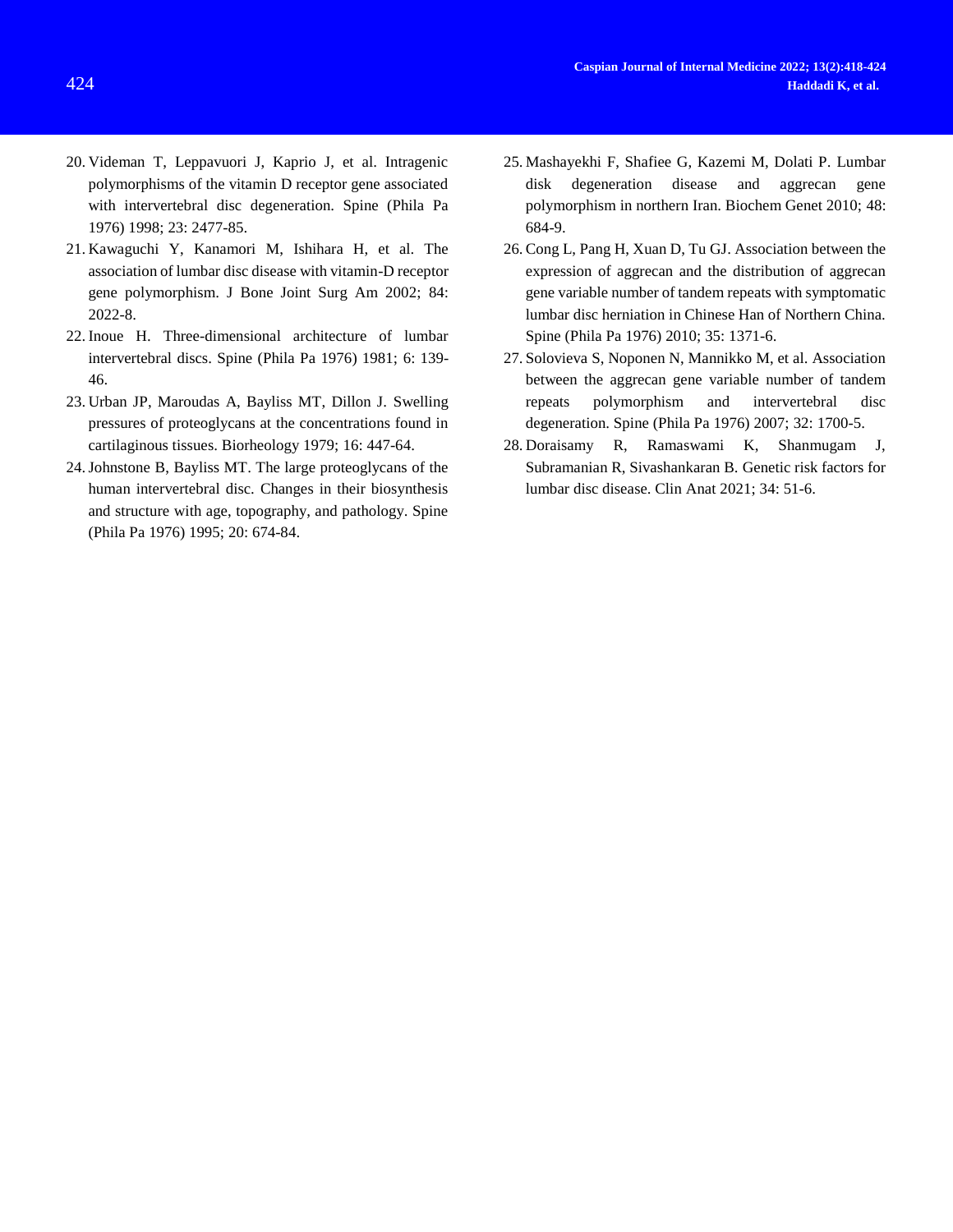20. Videman T, Leppavuori J, Kaprio J, et al. Intragenic polymorphisms of the vitamin D receptor gene associated with intervertebral disc degeneration. Spine (Phila Pa 1976) 1998; 23: 2477-85.
21. Kawaguchi Y, Kanamori M, Ishihara H, et al. The association of lumbar disc disease with vitamin-D receptor gene polymorphism. J Bone Joint Surg Am 2002; 84: 2022-8.
22. Inoue H. Three-dimensional architecture of lumbar intervertebral discs. Spine (Phila Pa 1976) 1981; 6: 139-46.
23. Urban JP, Maroudas A, Bayliss MT, Dillon J. Swelling pressures of proteoglycans at the concentrations found in cartilaginous tissues. Biorheology 1979; 16: 447-64.
24. Johnstone B, Bayliss MT. The large proteoglycans of the human intervertebral disc. Changes in their biosynthesis and structure with age, topography, and pathology. Spine (Phila Pa 1976) 1995; 20: 674-84.
25. Mashayekhi F, Shafiee G, Kazemi M, Dolati P. Lumbar disk degeneration disease and aggrecan gene polymorphism in northern Iran. Biochem Genet 2010; 48: 684-9.
26. Cong L, Pang H, Xuan D, Tu GJ. Association between the expression of aggrecan and the distribution of aggrecan gene variable number of tandem repeats with symptomatic lumbar disc herniation in Chinese Han of Northern China. Spine (Phila Pa 1976) 2010; 35: 1371-6.
27. Solovieva S, Noponen N, Mannikko M, et al. Association between the aggrecan gene variable number of tandem repeats polymorphism and intervertebral disc degeneration. Spine (Phila Pa 1976) 2007; 32: 1700-5.
28. Doraisamy R, Ramaswami K, Shanmugam J, Subramanian R, Sivashankaran B. Genetic risk factors for lumbar disc disease. Clin Anat 2021; 34: 51-6.